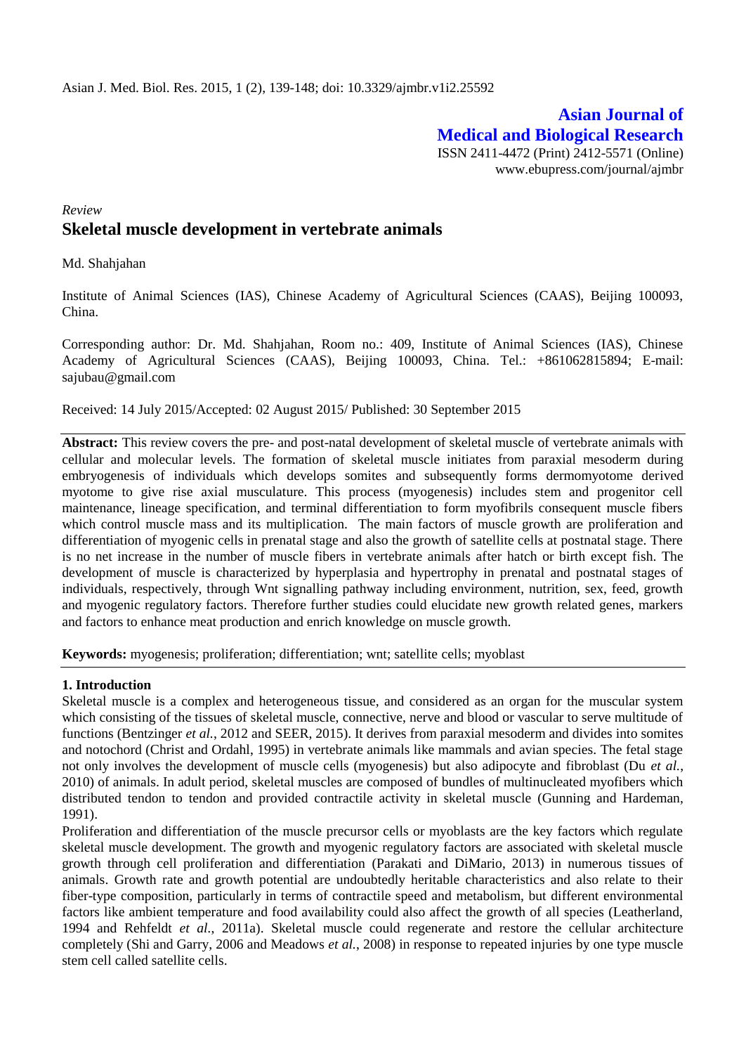Asian J. Med. Biol. Res. 2015, 1 (2), 139-148; doi: 10.3329/ajmbr.v1i2.25592

**Asian Journal of Medical and Biological Research**

ISSN 2411-4472 (Print) 2412-5571 (Online)
www.ebupress.com/journal/ajmbr

*Review*

# Skeletal muscle development in vertebrate animals

Md. Shahjahan

Institute of Animal Sciences (IAS), Chinese Academy of Agricultural Sciences (CAAS), Beijing 100093, China.

Corresponding author: Dr. Md. Shahjahan, Room no.: 409, Institute of Animal Sciences (IAS), Chinese Academy of Agricultural Sciences (CAAS), Beijing 100093, China. Tel.: +861062815894; E-mail: sajubau@gmail.com

Received: 14 July 2015/Accepted: 02 August 2015/ Published: 30 September 2015

**Abstract:** This review covers the pre- and post-natal development of skeletal muscle of vertebrate animals with cellular and molecular levels. The formation of skeletal muscle initiates from paraxial mesoderm during embryogenesis of individuals which develops somites and subsequently forms dermomyotome derived myotome to give rise axial musculature. This process (myogenesis) includes stem and progenitor cell maintenance, lineage specification, and terminal differentiation to form myofibrils consequent muscle fibers which control muscle mass and its multiplication. The main factors of muscle growth are proliferation and differentiation of myogenic cells in prenatal stage and also the growth of satellite cells at postnatal stage. There is no net increase in the number of muscle fibers in vertebrate animals after hatch or birth except fish. The development of muscle is characterized by hyperplasia and hypertrophy in prenatal and postnatal stages of individuals, respectively, through Wnt signalling pathway including environment, nutrition, sex, feed, growth and myogenic regulatory factors. Therefore further studies could elucidate new growth related genes, markers and factors to enhance meat production and enrich knowledge on muscle growth.

**Keywords:** myogenesis; proliferation; differentiation; wnt; satellite cells; myoblast

## 1. Introduction

Skeletal muscle is a complex and heterogeneous tissue, and considered as an organ for the muscular system which consisting of the tissues of skeletal muscle, connective, nerve and blood or vascular to serve multitude of functions (Bentzinger *et al.*, 2012 and SEER, 2015). It derives from paraxial mesoderm and divides into somites and notochord (Christ and Ordahl, 1995) in vertebrate animals like mammals and avian species. The fetal stage not only involves the development of muscle cells (myogenesis) but also adipocyte and fibroblast (Du *et al.*, 2010) of animals. In adult period, skeletal muscles are composed of bundles of multinucleated myofibers which distributed tendon to tendon and provided contractile activity in skeletal muscle (Gunning and Hardeman, 1991).

Proliferation and differentiation of the muscle precursor cells or myoblasts are the key factors which regulate skeletal muscle development. The growth and myogenic regulatory factors are associated with skeletal muscle growth through cell proliferation and differentiation (Parakati and DiMario, 2013) in numerous tissues of animals. Growth rate and growth potential are undoubtedly heritable characteristics and also relate to their fiber-type composition, particularly in terms of contractile speed and metabolism, but different environmental factors like ambient temperature and food availability could also affect the growth of all species (Leatherland, 1994 and Rehfeldt *et al.*, 2011a). Skeletal muscle could regenerate and restore the cellular architecture completely (Shi and Garry, 2006 and Meadows *et al.*, 2008) in response to repeated injuries by one type muscle stem cell called satellite cells.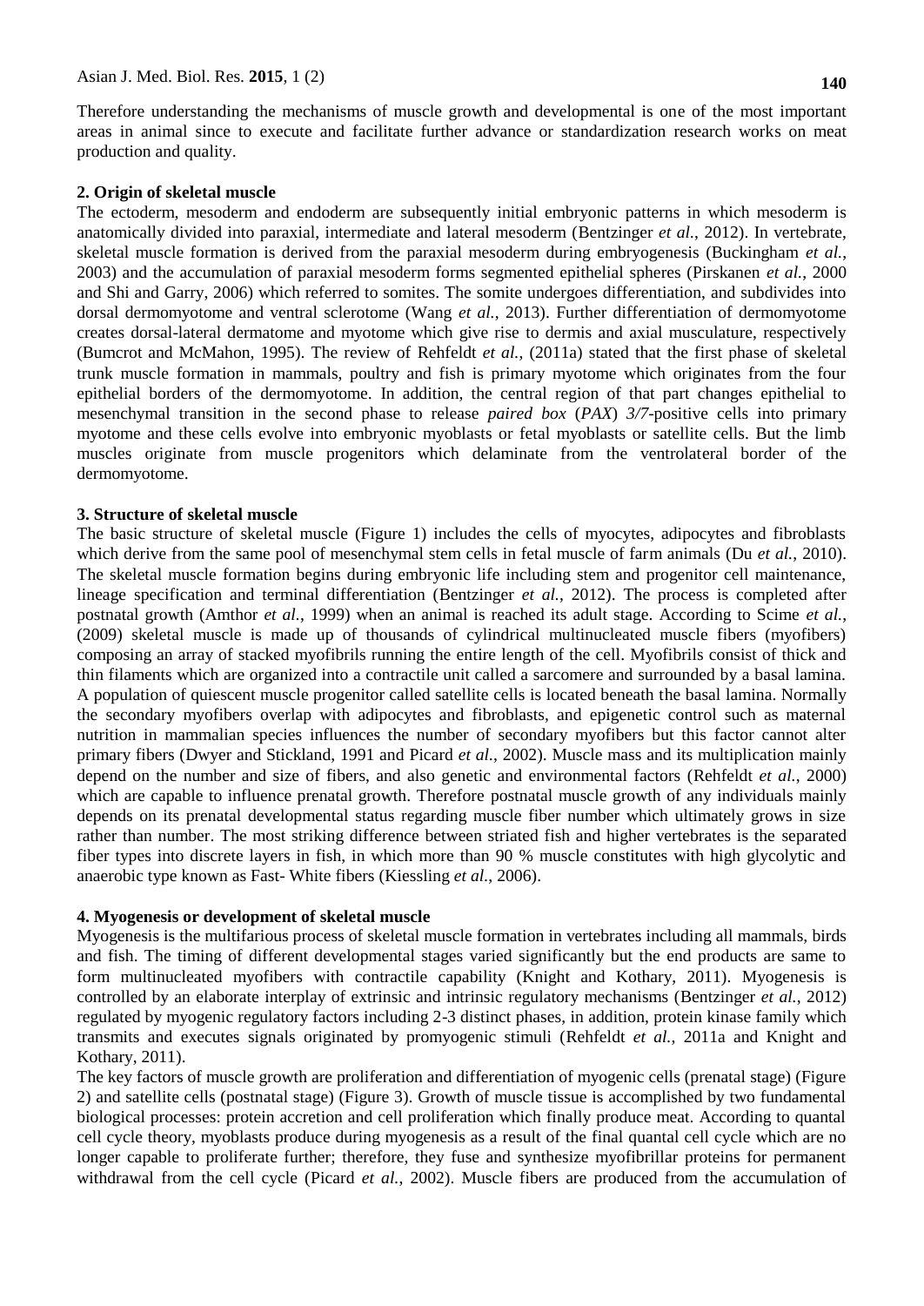Therefore understanding the mechanisms of muscle growth and developmental is one of the most important areas in animal since to execute and facilitate further advance or standardization research works on meat production and quality.

### 2. Origin of skeletal muscle

The ectoderm, mesoderm and endoderm are subsequently initial embryonic patterns in which mesoderm is anatomically divided into paraxial, intermediate and lateral mesoderm (Bentzinger *et al.*, 2012). In vertebrate, skeletal muscle formation is derived from the paraxial mesoderm during embryogenesis (Buckingham *et al.*, 2003) and the accumulation of paraxial mesoderm forms segmented epithelial spheres (Pirskanen *et al.*, 2000 and Shi and Garry, 2006) which referred to somites. The somite undergoes differentiation, and subdivides into dorsal dermomyotome and ventral sclerotome (Wang *et al.*, 2013). Further differentiation of dermomyotome creates dorsal-lateral dermatome and myotome which give rise to dermis and axial musculature, respectively (Bumcrot and McMahon, 1995). The review of Rehfeldt *et al.*, (2011a) stated that the first phase of skeletal trunk muscle formation in mammals, poultry and fish is primary myotome which originates from the four epithelial borders of the dermomyotome. In addition, the central region of that part changes epithelial to mesenchymal transition in the second phase to release *paired box* (*PAX*) *3/7*-positive cells into primary myotome and these cells evolve into embryonic myoblasts or fetal myoblasts or satellite cells. But the limb muscles originate from muscle progenitors which delaminate from the ventrolateral border of the dermomyotome.

### 3. Structure of skeletal muscle

The basic structure of skeletal muscle (Figure 1) includes the cells of myocytes, adipocytes and fibroblasts which derive from the same pool of mesenchymal stem cells in fetal muscle of farm animals (Du *et al.*, 2010). The skeletal muscle formation begins during embryonic life including stem and progenitor cell maintenance, lineage specification and terminal differentiation (Bentzinger *et al.*, 2012). The process is completed after postnatal growth (Amthor *et al.*, 1999) when an animal is reached its adult stage. According to Scime *et al.*, (2009) skeletal muscle is made up of thousands of cylindrical multinucleated muscle fibers (myofibers) composing an array of stacked myofibrils running the entire length of the cell. Myofibrils consist of thick and thin filaments which are organized into a contractile unit called a sarcomere and surrounded by a basal lamina. A population of quiescent muscle progenitor called satellite cells is located beneath the basal lamina. Normally the secondary myofibers overlap with adipocytes and fibroblasts, and epigenetic control such as maternal nutrition in mammalian species influences the number of secondary myofibers but this factor cannot alter primary fibers (Dwyer and Stickland, 1991 and Picard *et al.*, 2002). Muscle mass and its multiplication mainly depend on the number and size of fibers, and also genetic and environmental factors (Rehfeldt *et al.*, 2000) which are capable to influence prenatal growth. Therefore postnatal muscle growth of any individuals mainly depends on its prenatal developmental status regarding muscle fiber number which ultimately grows in size rather than number. The most striking difference between striated fish and higher vertebrates is the separated fiber types into discrete layers in fish, in which more than 90 % muscle constitutes with high glycolytic and anaerobic type known as Fast- White fibers (Kiessling *et al.*, 2006).

### 4. Myogenesis or development of skeletal muscle

Myogenesis is the multifarious process of skeletal muscle formation in vertebrates including all mammals, birds and fish. The timing of different developmental stages varied significantly but the end products are same to form multinucleated myofibers with contractile capability (Knight and Kothary, 2011). Myogenesis is controlled by an elaborate interplay of extrinsic and intrinsic regulatory mechanisms (Bentzinger *et al.*, 2012) regulated by myogenic regulatory factors including 2-3 distinct phases, in addition, protein kinase family which transmits and executes signals originated by promyogenic stimuli (Rehfeldt *et al.*, 2011a and Knight and Kothary, 2011).

The key factors of muscle growth are proliferation and differentiation of myogenic cells (prenatal stage) (Figure 2) and satellite cells (postnatal stage) (Figure 3). Growth of muscle tissue is accomplished by two fundamental biological processes: protein accretion and cell proliferation which finally produce meat. According to quantal cell cycle theory, myoblasts produce during myogenesis as a result of the final quantal cell cycle which are no longer capable to proliferate further; therefore, they fuse and synthesize myofibrillar proteins for permanent withdrawal from the cell cycle (Picard *et al.*, 2002). Muscle fibers are produced from the accumulation of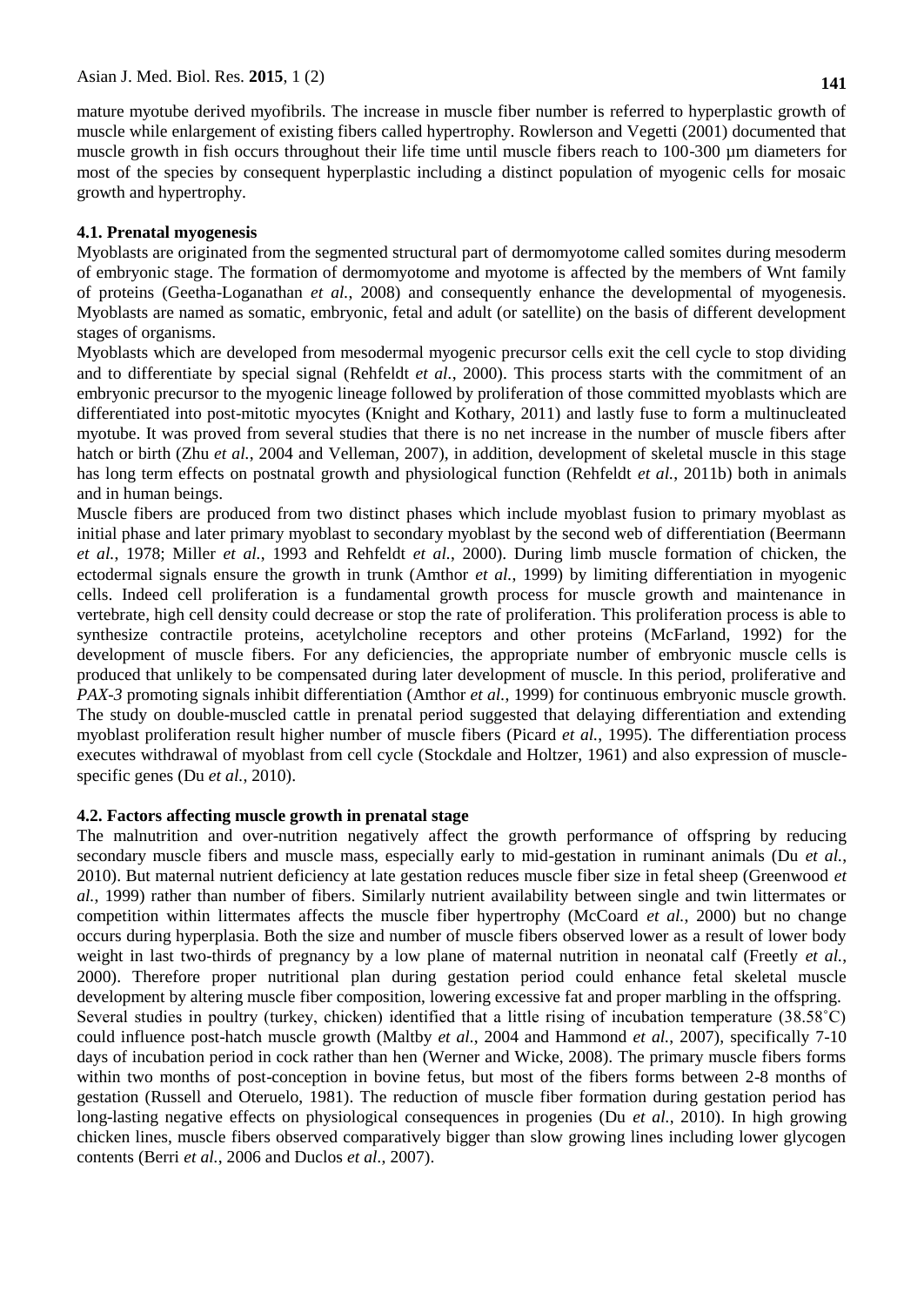mature myotube derived myofibrils. The increase in muscle fiber number is referred to hyperplastic growth of muscle while enlargement of existing fibers called hypertrophy. Rowlerson and Vegetti (2001) documented that muscle growth in fish occurs throughout their life time until muscle fibers reach to 100-300 µm diameters for most of the species by consequent hyperplastic including a distinct population of myogenic cells for mosaic growth and hypertrophy.

### 4.1. Prenatal myogenesis

Myoblasts are originated from the segmented structural part of dermomyotome called somites during mesoderm of embryonic stage. The formation of dermomyotome and myotome is affected by the members of Wnt family of proteins (Geetha-Loganathan *et al.*, 2008) and consequently enhance the developmental of myogenesis. Myoblasts are named as somatic, embryonic, fetal and adult (or satellite) on the basis of different development stages of organisms.

Myoblasts which are developed from mesodermal myogenic precursor cells exit the cell cycle to stop dividing and to differentiate by special signal (Rehfeldt *et al.*, 2000). This process starts with the commitment of an embryonic precursor to the myogenic lineage followed by proliferation of those committed myoblasts which are differentiated into post-mitotic myocytes (Knight and Kothary, 2011) and lastly fuse to form a multinucleated myotube. It was proved from several studies that there is no net increase in the number of muscle fibers after hatch or birth (Zhu *et al.*, 2004 and Velleman, 2007), in addition, development of skeletal muscle in this stage has long term effects on postnatal growth and physiological function (Rehfeldt *et al.*, 2011b) both in animals and in human beings.

Muscle fibers are produced from two distinct phases which include myoblast fusion to primary myoblast as initial phase and later primary myoblast to secondary myoblast by the second web of differentiation (Beermann *et al.*, 1978; Miller *et al.*, 1993 and Rehfeldt *et al.*, 2000). During limb muscle formation of chicken, the ectodermal signals ensure the growth in trunk (Amthor *et al.*, 1999) by limiting differentiation in myogenic cells. Indeed cell proliferation is a fundamental growth process for muscle growth and maintenance in vertebrate, high cell density could decrease or stop the rate of proliferation. This proliferation process is able to synthesize contractile proteins, acetylcholine receptors and other proteins (McFarland, 1992) for the development of muscle fibers. For any deficiencies, the appropriate number of embryonic muscle cells is produced that unlikely to be compensated during later development of muscle. In this period, proliferative and *PAX-3* promoting signals inhibit differentiation (Amthor *et al.*, 1999) for continuous embryonic muscle growth. The study on double-muscled cattle in prenatal period suggested that delaying differentiation and extending myoblast proliferation result higher number of muscle fibers (Picard *et al.*, 1995). The differentiation process executes withdrawal of myoblast from cell cycle (Stockdale and Holtzer, 1961) and also expression of muscle-specific genes (Du *et al.*, 2010).

### 4.2. Factors affecting muscle growth in prenatal stage

The malnutrition and over-nutrition negatively affect the growth performance of offspring by reducing secondary muscle fibers and muscle mass, especially early to mid-gestation in ruminant animals (Du *et al.*, 2010). But maternal nutrient deficiency at late gestation reduces muscle fiber size in fetal sheep (Greenwood *et al.*, 1999) rather than number of fibers. Similarly nutrient availability between single and twin littermates or competition within littermates affects the muscle fiber hypertrophy (McCoard *et al.*, 2000) but no change occurs during hyperplasia. Both the size and number of muscle fibers observed lower as a result of lower body weight in last two-thirds of pregnancy by a low plane of maternal nutrition in neonatal calf (Freetly *et al.*, 2000). Therefore proper nutritional plan during gestation period could enhance fetal skeletal muscle development by altering muscle fiber composition, lowering excessive fat and proper marbling in the offspring.

Several studies in poultry (turkey, chicken) identified that a little rising of incubation temperature (38.58˚C) could influence post-hatch muscle growth (Maltby *et al.*, 2004 and Hammond *et al.*, 2007), specifically 7-10 days of incubation period in cock rather than hen (Werner and Wicke, 2008). The primary muscle fibers forms within two months of post-conception in bovine fetus, but most of the fibers forms between 2-8 months of gestation (Russell and Oteruelo, 1981). The reduction of muscle fiber formation during gestation period has long-lasting negative effects on physiological consequences in progenies (Du *et al.*, 2010). In high growing chicken lines, muscle fibers observed comparatively bigger than slow growing lines including lower glycogen contents (Berri *et al.*, 2006 and Duclos *et al.*, 2007).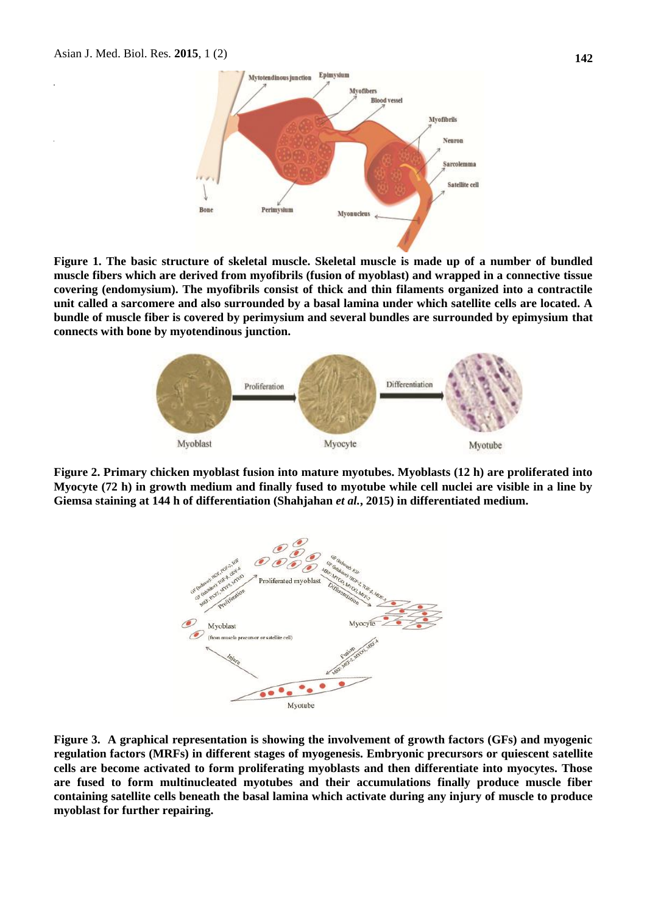**Figure 1. The basic structure of skeletal muscle. Skeletal muscle is made up of a number of bundled muscle fibers which are derived from myofibrils (fusion of myoblast) and wrapped in a connective tissue covering (endomysium). The myofibrils consist of thick and thin filaments organized into a contractile unit called a sarcomere and also surrounded by a basal lamina under which satellite cells are located. A bundle of muscle fiber is covered by perimysium and several bundles are surrounded by epimysium that connects with bone by myotendinous junction.**

**Figure 2. Primary chicken myoblast fusion into mature myotubes. Myoblasts (12 h) are proliferated into Myocyte (72 h) in growth medium and finally fused to myotube while cell nuclei are visible in a line by Giemsa staining at 144 h of differentiation (Shahjahan *et al.*, 2015) in differentiated medium.**

**Figure 3. A graphical representation is showing the involvement of growth factors (GFs) and myogenic regulation factors (MRFs) in different stages of myogenesis. Embryonic precursors or quiescent satellite cells are become activated to form proliferating myoblasts and then differentiate into myocytes. Those are fused to form multinucleated myotubes and their accumulations finally produce muscle fiber containing satellite cells beneath the basal lamina which activate during any injury of muscle to produce myoblast for further repairing.**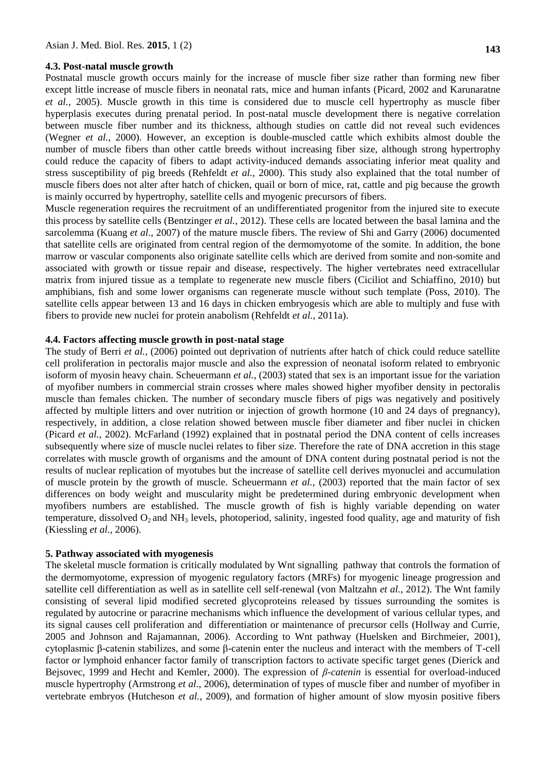### 4.3. Post-natal muscle growth

Postnatal muscle growth occurs mainly for the increase of muscle fiber size rather than forming new fiber except little increase of muscle fibers in neonatal rats, mice and human infants (Picard, 2002 and Karunaratne *et al.*, 2005). Muscle growth in this time is considered due to muscle cell hypertrophy as muscle fiber hyperplasis executes during prenatal period. In post-natal muscle development there is negative correlation between muscle fiber number and its thickness, although studies on cattle did not reveal such evidences (Wegner *et al.*, 2000). However, an exception is double-muscled cattle which exhibits almost double the number of muscle fibers than other cattle breeds without increasing fiber size, although strong hypertrophy could reduce the capacity of fibers to adapt activity-induced demands associating inferior meat quality and stress susceptibility of pig breeds (Rehfeldt *et al.*, 2000). This study also explained that the total number of muscle fibers does not alter after hatch of chicken, quail or born of mice, rat, cattle and pig because the growth is mainly occurred by hypertrophy, satellite cells and myogenic precursors of fibers.

Muscle regeneration requires the recruitment of an undifferentiated progenitor from the injured site to execute this process by satellite cells (Bentzinger *et al.*, 2012). These cells are located between the basal lamina and the sarcolemma (Kuang *et al.*, 2007) of the mature muscle fibers. The review of Shi and Garry (2006) documented that satellite cells are originated from central region of the dermomyotome of the somite. In addition, the bone marrow or vascular components also originate satellite cells which are derived from somite and non-somite and associated with growth or tissue repair and disease, respectively. The higher vertebrates need extracellular matrix from injured tissue as a template to regenerate new muscle fibers (Ciciliot and Schiaffino, 2010) but amphibians, fish and some lower organisms can regenerate muscle without such template (Poss, 2010). The satellite cells appear between 13 and 16 days in chicken embryogesis which are able to multiply and fuse with fibers to provide new nuclei for protein anabolism (Rehfeldt *et al.*, 2011a).

### 4.4. Factors affecting muscle growth in post-natal stage

The study of Berri *et al.*, (2006) pointed out deprivation of nutrients after hatch of chick could reduce satellite cell proliferation in pectoralis major muscle and also the expression of neonatal isoform related to embryonic isoform of myosin heavy chain. Scheuermann *et al.*, (2003) stated that sex is an important issue for the variation of myofiber numbers in commercial strain crosses where males showed higher myofiber density in pectoralis muscle than females chicken. The number of secondary muscle fibers of pigs was negatively and positively affected by multiple litters and over nutrition or injection of growth hormone (10 and 24 days of pregnancy), respectively, in addition, a close relation showed between muscle fiber diameter and fiber nuclei in chicken (Picard *et al.*, 2002). McFarland (1992) explained that in postnatal period the DNA content of cells increases subsequently where size of muscle nuclei relates to fiber size. Therefore the rate of DNA accretion in this stage correlates with muscle growth of organisms and the amount of DNA content during postnatal period is not the results of nuclear replication of myotubes but the increase of satellite cell derives myonuclei and accumulation of muscle protein by the growth of muscle. Scheuermann *et al.*, (2003) reported that the main factor of sex differences on body weight and muscularity might be predetermined during embryonic development when myofibers numbers are established. The muscle growth of fish is highly variable depending on water temperature, dissolved $O_2$ and $NH_3$ levels, photoperiod, salinity, ingested food quality, age and maturity of fish (Kiessling *et al.*, 2006).

## 5. Pathway associated with myogenesis

The skeletal muscle formation is critically modulated by Wnt signalling pathway that controls the formation of the dermomyotome, expression of myogenic regulatory factors (MRFs) for myogenic lineage progression and satellite cell differentiation as well as in satellite cell self-renewal (von Maltzahn *et al.*, 2012). The Wnt family consisting of several lipid modified secreted glycoproteins released by tissues surrounding the somites is regulated by autocrine or paracrine mechanisms which influence the development of various cellular types, and its signal causes cell proliferation and differentiation or maintenance of precursor cells (Hollway and Currie, 2005 and Johnson and Rajamannan, 2006). According to Wnt pathway (Huelsken and Birchmeier, 2001), cytoplasmic β-catenin stabilizes, and some β-catenin enter the nucleus and interact with the members of T-cell factor or lymphoid enhancer factor family of transcription factors to activate specific target genes (Dierick and Bejsovec, 1999 and Hecht and Kemler, 2000). The expression of *β-catenin* is essential for overload-induced muscle hypertrophy (Armstrong *et al.*, 2006), determination of types of muscle fiber and number of myofiber in vertebrate embryos (Hutcheson *et al.*, 2009), and formation of higher amount of slow myosin positive fibers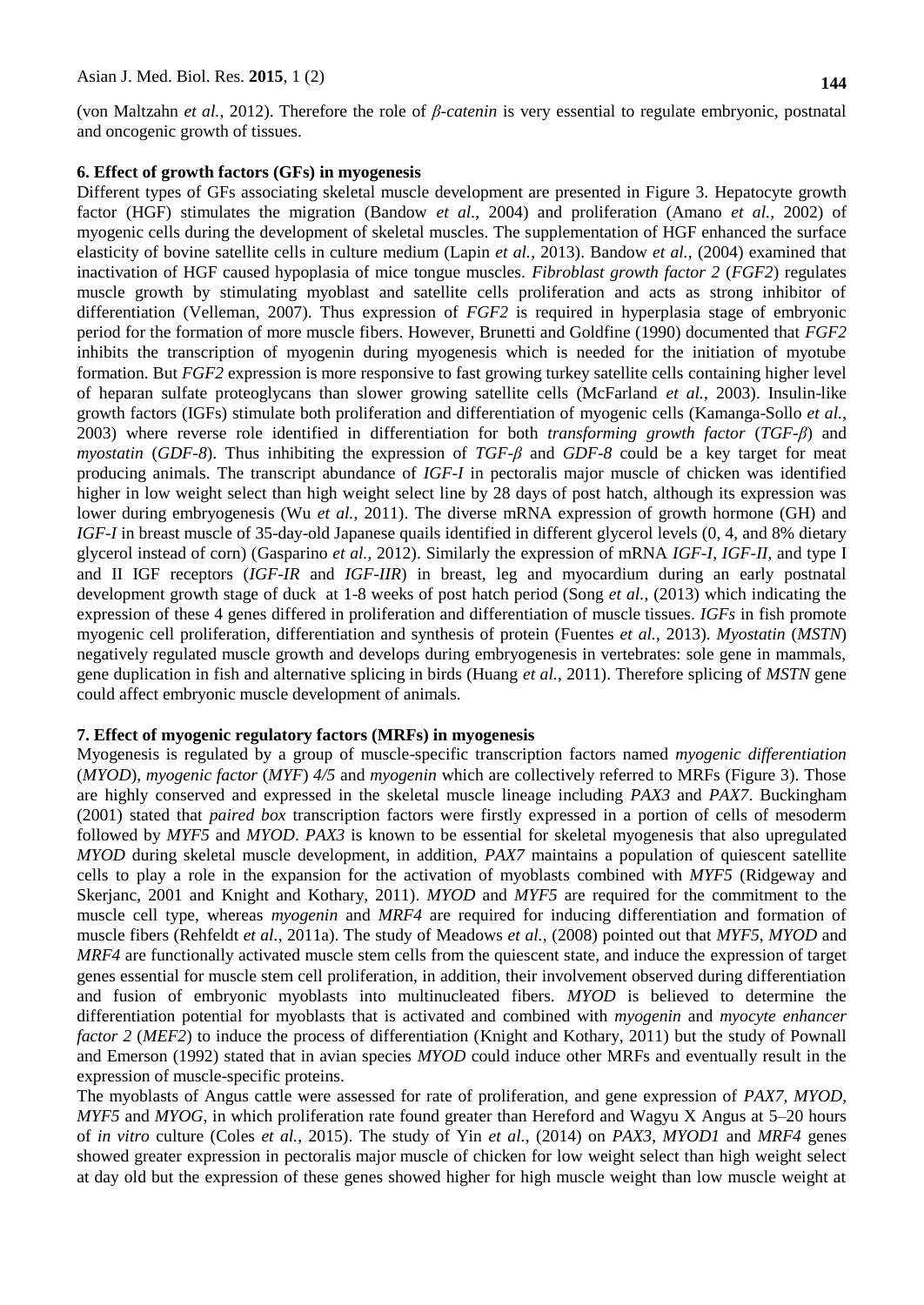(von Maltzahn *et al.*, 2012). Therefore the role of *β-catenin* is very essential to regulate embryonic, postnatal and oncogenic growth of tissues.

### 6. Effect of growth factors (GFs) in myogenesis

Different types of GFs associating skeletal muscle development are presented in Figure 3. Hepatocyte growth factor (HGF) stimulates the migration (Bandow *et al.*, 2004) and proliferation (Amano *et al.*, 2002) of myogenic cells during the development of skeletal muscles. The supplementation of HGF enhanced the surface elasticity of bovine satellite cells in culture medium (Lapin *et al.*, 2013). Bandow *et al.*, (2004) examined that inactivation of HGF caused hypoplasia of mice tongue muscles. *Fibroblast growth factor 2* (*FGF2*) regulates muscle growth by stimulating myoblast and satellite cells proliferation and acts as strong inhibitor of differentiation (Velleman, 2007). Thus expression of *FGF2* is required in hyperplasia stage of embryonic period for the formation of more muscle fibers. However, Brunetti and Goldfine (1990) documented that *FGF2* inhibits the transcription of myogenin during myogenesis which is needed for the initiation of myotube formation. But *FGF2* expression is more responsive to fast growing turkey satellite cells containing higher level of heparan sulfate proteoglycans than slower growing satellite cells (McFarland *et al.*, 2003). Insulin-like growth factors (IGFs) stimulate both proliferation and differentiation of myogenic cells (Kamanga-Sollo *et al.*, 2003) where reverse role identified in differentiation for both *transforming growth factor* (*TGF-β*) and *myostatin* (*GDF-8*). Thus inhibiting the expression of *TGF-β* and *GDF-8* could be a key target for meat producing animals. The transcript abundance of *IGF-I* in pectoralis major muscle of chicken was identified higher in low weight select than high weight select line by 28 days of post hatch, although its expression was lower during embryogenesis (Wu *et al.*, 2011). The diverse mRNA expression of growth hormone (GH) and *IGF-I* in breast muscle of 35-day-old Japanese quails identified in different glycerol levels (0, 4, and 8% dietary glycerol instead of corn) (Gasparino *et al.*, 2012). Similarly the expression of mRNA *IGF-I*, *IGF-II*, and type I and II IGF receptors (*IGF-IR* and *IGF-IIR*) in breast, leg and myocardium during an early postnatal development growth stage of duck at 1-8 weeks of post hatch period (Song *et al.*, (2013) which indicating the expression of these 4 genes differed in proliferation and differentiation of muscle tissues. *IGFs* in fish promote myogenic cell proliferation, differentiation and synthesis of protein (Fuentes *et al.*, 2013). *Myostatin* (*MSTN*) negatively regulated muscle growth and develops during embryogenesis in vertebrates: sole gene in mammals, gene duplication in fish and alternative splicing in birds (Huang *et al.*, 2011). Therefore splicing of *MSTN* gene could affect embryonic muscle development of animals.

### 7. Effect of myogenic regulatory factors (MRFs) in myogenesis

Myogenesis is regulated by a group of muscle-specific transcription factors named *myogenic differentiation* (*MYOD*), *myogenic factor* (*MYF*) *4/5* and *myogenin* which are collectively referred to MRFs (Figure 3). Those are highly conserved and expressed in the skeletal muscle lineage including *PAX3* and *PAX7*. Buckingham (2001) stated that *paired box* transcription factors were firstly expressed in a portion of cells of mesoderm followed by *MYF5* and *MYOD*. *PAX3* is known to be essential for skeletal myogenesis that also upregulated *MYOD* during skeletal muscle development, in addition, *PAX7* maintains a population of quiescent satellite cells to play a role in the expansion for the activation of myoblasts combined with *MYF5* (Ridgeway and Skerjanc, 2001 and Knight and Kothary, 2011). *MYOD* and *MYF5* are required for the commitment to the muscle cell type, whereas *myogenin* and *MRF4* are required for inducing differentiation and formation of muscle fibers (Rehfeldt *et al.*, 2011a). The study of Meadows *et al.*, (2008) pointed out that *MYF5*, *MYOD* and *MRF4* are functionally activated muscle stem cells from the quiescent state, and induce the expression of target genes essential for muscle stem cell proliferation, in addition, their involvement observed during differentiation and fusion of embryonic myoblasts into multinucleated fibers. *MYOD* is believed to determine the differentiation potential for myoblasts that is activated and combined with *myogenin* and *myocyte enhancer factor 2* (*MEF2*) to induce the process of differentiation (Knight and Kothary, 2011) but the study of Pownall and Emerson (1992) stated that in avian species *MYOD* could induce other MRFs and eventually result in the expression of muscle-specific proteins.

The myoblasts of Angus cattle were assessed for rate of proliferation, and gene expression of *PAX7*, *MYOD*, *MYF5* and *MYOG*, in which proliferation rate found greater than Hereford and Wagyu X Angus at 5–20 hours of *in vitro* culture (Coles *et al.*, 2015). The study of Yin *et al.*, (2014) on *PAX3*, *MYOD1* and *MRF4* genes showed greater expression in pectoralis major muscle of chicken for low weight select than high weight select at day old but the expression of these genes showed higher for high muscle weight than low muscle weight at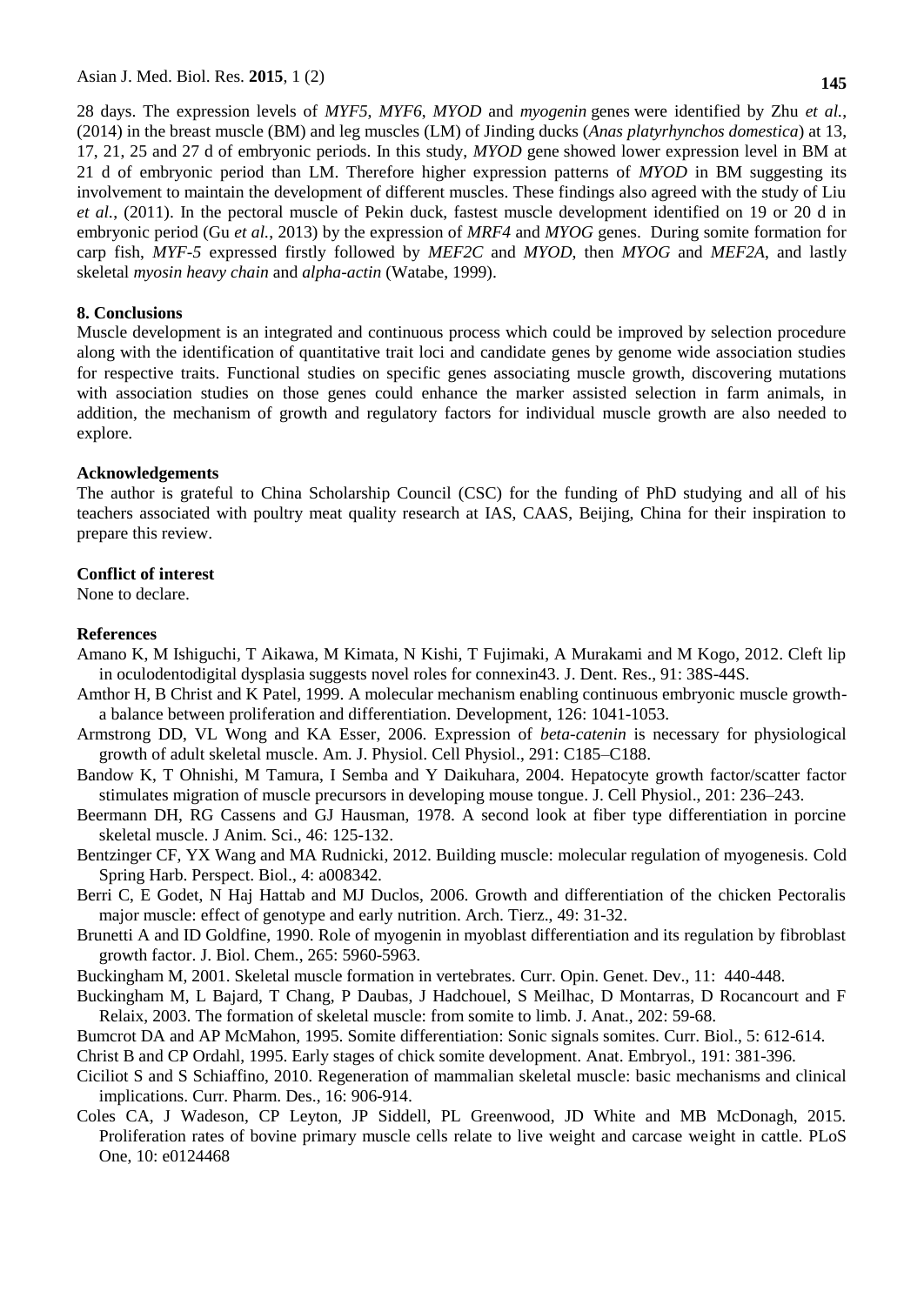28 days. The expression levels of *MYF5*, *MYF6*, *MYOD* and *myogenin* genes were identified by Zhu *et al.*, (2014) in the breast muscle (BM) and leg muscles (LM) of Jinding ducks (*Anas platyrhynchos domestica*) at 13, 17, 21, 25 and 27 d of embryonic periods. In this study, *MYOD* gene showed lower expression level in BM at 21 d of embryonic period than LM. Therefore higher expression patterns of *MYOD* in BM suggesting its involvement to maintain the development of different muscles. These findings also agreed with the study of Liu *et al.*, (2011). In the pectoral muscle of Pekin duck, fastest muscle development identified on 19 or 20 d in embryonic period (Gu *et al.*, 2013) by the expression of *MRF4* and *MYOG* genes. During somite formation for carp fish, *MYF-5* expressed firstly followed by *MEF2C* and *MYOD*, then *MYOG* and *MEF2A*, and lastly skeletal *myosin heavy chain* and *alpha-actin* (Watabe, 1999).

## 8. Conclusions

Muscle development is an integrated and continuous process which could be improved by selection procedure along with the identification of quantitative trait loci and candidate genes by genome wide association studies for respective traits. Functional studies on specific genes associating muscle growth, discovering mutations with association studies on those genes could enhance the marker assisted selection in farm animals, in addition, the mechanism of growth and regulatory factors for individual muscle growth are also needed to explore.

## Acknowledgements

The author is grateful to China Scholarship Council (CSC) for the funding of PhD studying and all of his teachers associated with poultry meat quality research at IAS, CAAS, Beijing, China for their inspiration to prepare this review.

## Conflict of interest

None to declare.

## References

Amano K, M Ishiguchi, T Aikawa, M Kimata, N Kishi, T Fujimaki, A Murakami and M Kogo, 2012. Cleft lip in oculodentodigital dysplasia suggests novel roles for connexin43. J. Dent. Res., 91: 38S-44S.

Amthor H, B Christ and K Patel, 1999. A molecular mechanism enabling continuous embryonic muscle growth-a balance between proliferation and differentiation. Development, 126: 1041-1053.

Armstrong DD, VL Wong and KA Esser, 2006. Expression of *beta-catenin* is necessary for physiological growth of adult skeletal muscle. Am. J. Physiol. Cell Physiol., 291: C185–C188.

Bandow K, T Ohnishi, M Tamura, I Semba and Y Daikuhara, 2004. Hepatocyte growth factor/scatter factor stimulates migration of muscle precursors in developing mouse tongue. J. Cell Physiol., 201: 236–243.

Beermann DH, RG Cassens and GJ Hausman, 1978. A second look at fiber type differentiation in porcine skeletal muscle. J Anim. Sci., 46: 125-132.

Bentzinger CF, YX Wang and MA Rudnicki, 2012. Building muscle: molecular regulation of myogenesis. Cold Spring Harb. Perspect. Biol., 4: a008342.

Berri C, E Godet, N Haj Hattab and MJ Duclos, 2006. Growth and differentiation of the chicken Pectoralis major muscle: effect of genotype and early nutrition. Arch. Tierz., 49: 31-32.

Brunetti A and ID Goldfine, 1990. Role of myogenin in myoblast differentiation and its regulation by fibroblast growth factor. J. Biol. Chem., 265: 5960-5963.

Buckingham M, 2001. Skeletal muscle formation in vertebrates. Curr. Opin. Genet. Dev., 11: 440-448.

Buckingham M, L Bajard, T Chang, P Daubas, J Hadchouel, S Meilhac, D Montarras, D Rocancourt and F Relaix, 2003. The formation of skeletal muscle: from somite to limb. J. Anat., 202: 59-68.

Bumcrot DA and AP McMahon, 1995. Somite differentiation: Sonic signals somites. Curr. Biol., 5: 612-614.

Christ B and CP Ordahl, 1995. Early stages of chick somite development. Anat. Embryol., 191: 381-396.

Ciciliot S and S Schiaffino, 2010. Regeneration of mammalian skeletal muscle: basic mechanisms and clinical implications. Curr. Pharm. Des., 16: 906-914.

Coles CA, J Wadeson, CP Leyton, JP Siddell, PL Greenwood, JD White and MB McDonagh, 2015. Proliferation rates of bovine primary muscle cells relate to live weight and carcase weight in cattle. PLoS One, 10: e0124468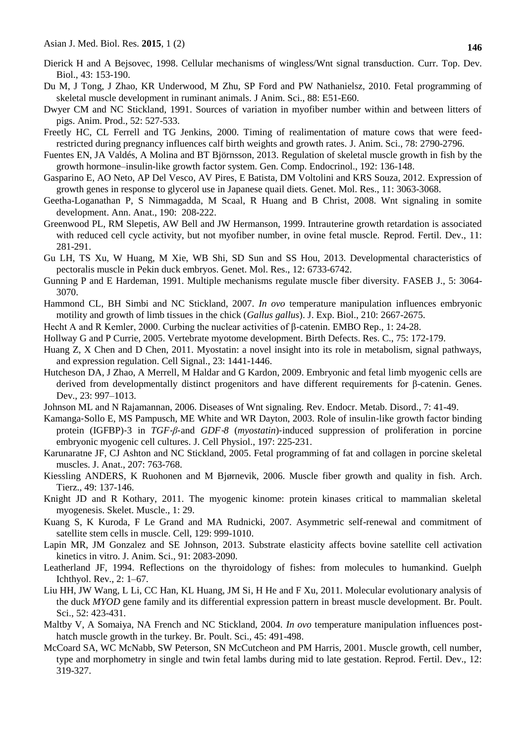Dierick H and A Bejsovec, 1998. Cellular mechanisms of wingless/Wnt signal transduction. Curr. Top. Dev. Biol., 43: 153-190.

Du M, J Tong, J Zhao, KR Underwood, M Zhu, SP Ford and PW Nathanielsz, 2010. Fetal programming of skeletal muscle development in ruminant animals. J Anim. Sci., 88: E51-E60.

Dwyer CM and NC Stickland, 1991. Sources of variation in myofiber number within and between litters of pigs. Anim. Prod., 52: 527-533.

Freetly HC, CL Ferrell and TG Jenkins, 2000. Timing of realimentation of mature cows that were feed-restricted during pregnancy influences calf birth weights and growth rates. J. Anim. Sci., 78: 2790-2796.

Fuentes EN, JA Valdés, A Molina and BT Björnsson, 2013. Regulation of skeletal muscle growth in fish by the growth hormone–insulin-like growth factor system. Gen. Comp. Endocrinol., 192: 136-148.

Gasparino E, AO Neto, AP Del Vesco, AV Pires, E Batista, DM Voltolini and KRS Souza, 2012. Expression of growth genes in response to glycerol use in Japanese quail diets. Genet. Mol. Res., 11: 3063-3068.

Geetha-Loganathan P, S Nimmagadda, M Scaal, R Huang and B Christ, 2008. Wnt signaling in somite development. Ann. Anat., 190: 208-222.

Greenwood PL, RM Slepetis, AW Bell and JW Hermanson, 1999. Intrauterine growth retardation is associated with reduced cell cycle activity, but not myofiber number, in ovine fetal muscle. Reprod. Fertil. Dev., 11: 281-291.

Gu LH, TS Xu, W Huang, M Xie, WB Shi, SD Sun and SS Hou, 2013. Developmental characteristics of pectoralis muscle in Pekin duck embryos. Genet. Mol. Res., 12: 6733-6742.

Gunning P and E Hardeman, 1991. Multiple mechanisms regulate muscle fiber diversity. FASEB J., 5: 3064-3070.

Hammond CL, BH Simbi and NC Stickland, 2007. *In ovo* temperature manipulation influences embryonic motility and growth of limb tissues in the chick (*Gallus gallus*). J. Exp. Biol., 210: 2667-2675.

Hecht A and R Kemler, 2000. Curbing the nuclear activities of β-catenin. EMBO Rep., 1: 24-28.

Hollway G and P Currie, 2005. Vertebrate myotome development. Birth Defects. Res. C., 75: 172-179.

Huang Z, X Chen and D Chen, 2011. Myostatin: a novel insight into its role in metabolism, signal pathways, and expression regulation. Cell Signal., 23: 1441-1446.

Hutcheson DA, J Zhao, A Merrell, M Haldar and G Kardon, 2009. Embryonic and fetal limb myogenic cells are derived from developmentally distinct progenitors and have different requirements for β-catenin. Genes. Dev., 23: 997–1013.

Johnson ML and N Rajamannan, 2006. Diseases of Wnt signaling. Rev. Endocr. Metab. Disord., 7: 41-49.

Kamanga-Sollo E, MS Pampusch, ME White and WR Dayton, 2003. Role of insulin-like growth factor binding protein (IGFBP)-3 in *TGF-β*-and *GDF-8* (*myostatin*)-induced suppression of proliferation in porcine embryonic myogenic cell cultures. J. Cell Physiol., 197: 225-231.

Karunaratne JF, CJ Ashton and NC Stickland, 2005. Fetal programming of fat and collagen in porcine skeletal muscles. J. Anat., 207: 763-768.

Kiessling ANDERS, K Ruohonen and M Bjørnevik, 2006. Muscle fiber growth and quality in fish. Arch. Tierz., 49: 137-146.

Knight JD and R Kothary, 2011. The myogenic kinome: protein kinases critical to mammalian skeletal myogenesis. Skelet. Muscle., 1: 29.

Kuang S, K Kuroda, F Le Grand and MA Rudnicki, 2007. Asymmetric self-renewal and commitment of satellite stem cells in muscle. Cell, 129: 999-1010.

Lapin MR, JM Gonzalez and SE Johnson, 2013. Substrate elasticity affects bovine satellite cell activation kinetics in vitro. J. Anim. Sci., 91: 2083-2090.

Leatherland JF, 1994. Reflections on the thyroidology of fishes: from molecules to humankind. Guelph Ichthyol. Rev., 2: 1–67.

Liu HH, JW Wang, L Li, CC Han, KL Huang, JM Si, H He and F Xu, 2011. Molecular evolutionary analysis of the duck *MYOD* gene family and its differential expression pattern in breast muscle development. Br. Poult. Sci., 52: 423-431.

Maltby V, A Somaiya, NA French and NC Stickland, 2004. *In ovo* temperature manipulation influences post-hatch muscle growth in the turkey. Br. Poult. Sci., 45: 491-498.

McCoard SA, WC McNabb, SW Peterson, SN McCutcheon and PM Harris, 2001. Muscle growth, cell number, type and morphometry in single and twin fetal lambs during mid to late gestation. Reprod. Fertil. Dev., 12: 319-327.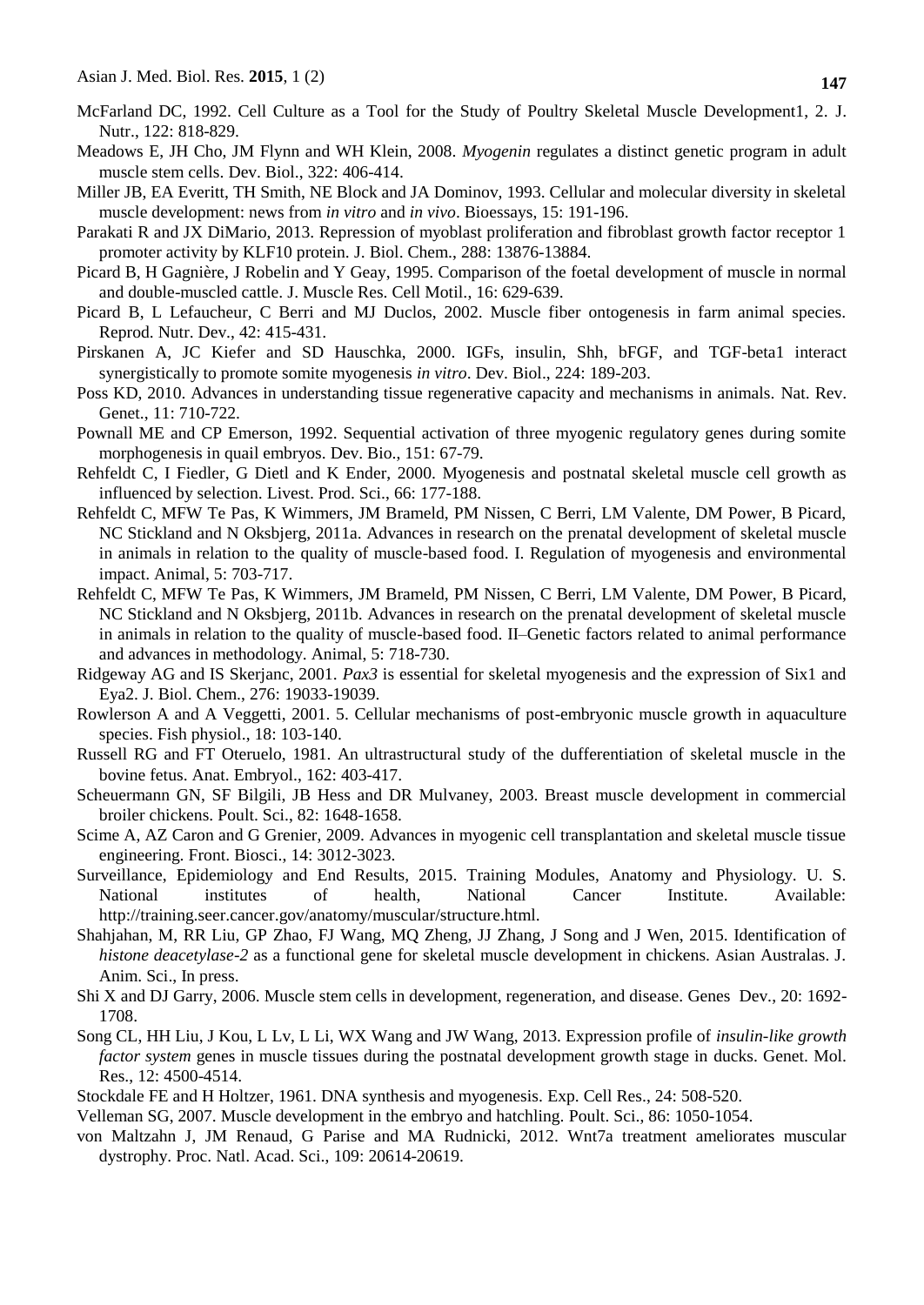McFarland DC, 1992. Cell Culture as a Tool for the Study of Poultry Skeletal Muscle Development1, 2. J. Nutr., 122: 818-829.

Meadows E, JH Cho, JM Flynn and WH Klein, 2008. *Myogenin* regulates a distinct genetic program in adult muscle stem cells. Dev. Biol., 322: 406-414.

Miller JB, EA Everitt, TH Smith, NE Block and JA Dominov, 1993. Cellular and molecular diversity in skeletal muscle development: news from *in vitro* and *in vivo*. Bioessays, 15: 191-196.

Parakati R and JX DiMario, 2013. Repression of myoblast proliferation and fibroblast growth factor receptor 1 promoter activity by KLF10 protein. J. Biol. Chem., 288: 13876-13884.

Picard B, H Gagnière, J Robelin and Y Geay, 1995. Comparison of the foetal development of muscle in normal and double-muscled cattle. J. Muscle Res. Cell Motil., 16: 629-639.

Picard B, L Lefaucheur, C Berri and MJ Duclos, 2002. Muscle fiber ontogenesis in farm animal species. Reprod. Nutr. Dev., 42: 415-431.

Pirskanen A, JC Kiefer and SD Hauschka, 2000. IGFs, insulin, Shh, bFGF, and TGF-beta1 interact synergistically to promote somite myogenesis *in vitro*. Dev. Biol., 224: 189-203.

Poss KD, 2010. Advances in understanding tissue regenerative capacity and mechanisms in animals. Nat. Rev. Genet., 11: 710-722.

Pownall ME and CP Emerson, 1992. Sequential activation of three myogenic regulatory genes during somite morphogenesis in quail embryos. Dev. Bio., 151: 67-79.

Rehfeldt C, I Fiedler, G Dietl and K Ender, 2000. Myogenesis and postnatal skeletal muscle cell growth as influenced by selection. Livest. Prod. Sci., 66: 177-188.

Rehfeldt C, MFW Te Pas, K Wimmers, JM Brameld, PM Nissen, C Berri, LM Valente, DM Power, B Picard, NC Stickland and N Oksbjerg, 2011a. Advances in research on the prenatal development of skeletal muscle in animals in relation to the quality of muscle-based food. I. Regulation of myogenesis and environmental impact. Animal, 5: 703-717.

Rehfeldt C, MFW Te Pas, K Wimmers, JM Brameld, PM Nissen, C Berri, LM Valente, DM Power, B Picard, NC Stickland and N Oksbjerg, 2011b. Advances in research on the prenatal development of skeletal muscle in animals in relation to the quality of muscle-based food. II–Genetic factors related to animal performance and advances in methodology. Animal, 5: 718-730.

Ridgeway AG and IS Skerjanc, 2001. *Pax3* is essential for skeletal myogenesis and the expression of Six1 and Eya2. J. Biol. Chem., 276: 19033-19039.

Rowlerson A and A Veggetti, 2001. 5. Cellular mechanisms of post-embryonic muscle growth in aquaculture species. Fish physiol., 18: 103-140.

Russell RG and FT Oteruelo, 1981. An ultrastructural study of the dufferentiation of skeletal muscle in the bovine fetus. Anat. Embryol., 162: 403-417.

Scheuermann GN, SF Bilgili, JB Hess and DR Mulvaney, 2003. Breast muscle development in commercial broiler chickens. Poult. Sci., 82: 1648-1658.

Scime A, AZ Caron and G Grenier, 2009. Advances in myogenic cell transplantation and skeletal muscle tissue engineering. Front. Biosci., 14: 3012-3023.

Surveillance, Epidemiology and End Results, 2015. Training Modules, Anatomy and Physiology. U. S. National institutes of health, National Cancer Institute. Available: http://training.seer.cancer.gov/anatomy/muscular/structure.html.

Shahjahan, M, RR Liu, GP Zhao, FJ Wang, MQ Zheng, JJ Zhang, J Song and J Wen, 2015. Identification of *histone deacetylase-2* as a functional gene for skeletal muscle development in chickens. Asian Australas. J. Anim. Sci., In press.

Shi X and DJ Garry, 2006. Muscle stem cells in development, regeneration, and disease. Genes Dev., 20: 1692-1708.

Song CL, HH Liu, J Kou, L Lv, L Li, WX Wang and JW Wang, 2013. Expression profile of *insulin-like growth factor system* genes in muscle tissues during the postnatal development growth stage in ducks. Genet. Mol. Res., 12: 4500-4514.

Stockdale FE and H Holtzer, 1961. DNA synthesis and myogenesis. Exp. Cell Res., 24: 508-520.

Velleman SG, 2007. Muscle development in the embryo and hatchling. Poult. Sci., 86: 1050-1054.

von Maltzahn J, JM Renaud, G Parise and MA Rudnicki, 2012. Wnt7a treatment ameliorates muscular dystrophy. Proc. Natl. Acad. Sci., 109: 20614-20619.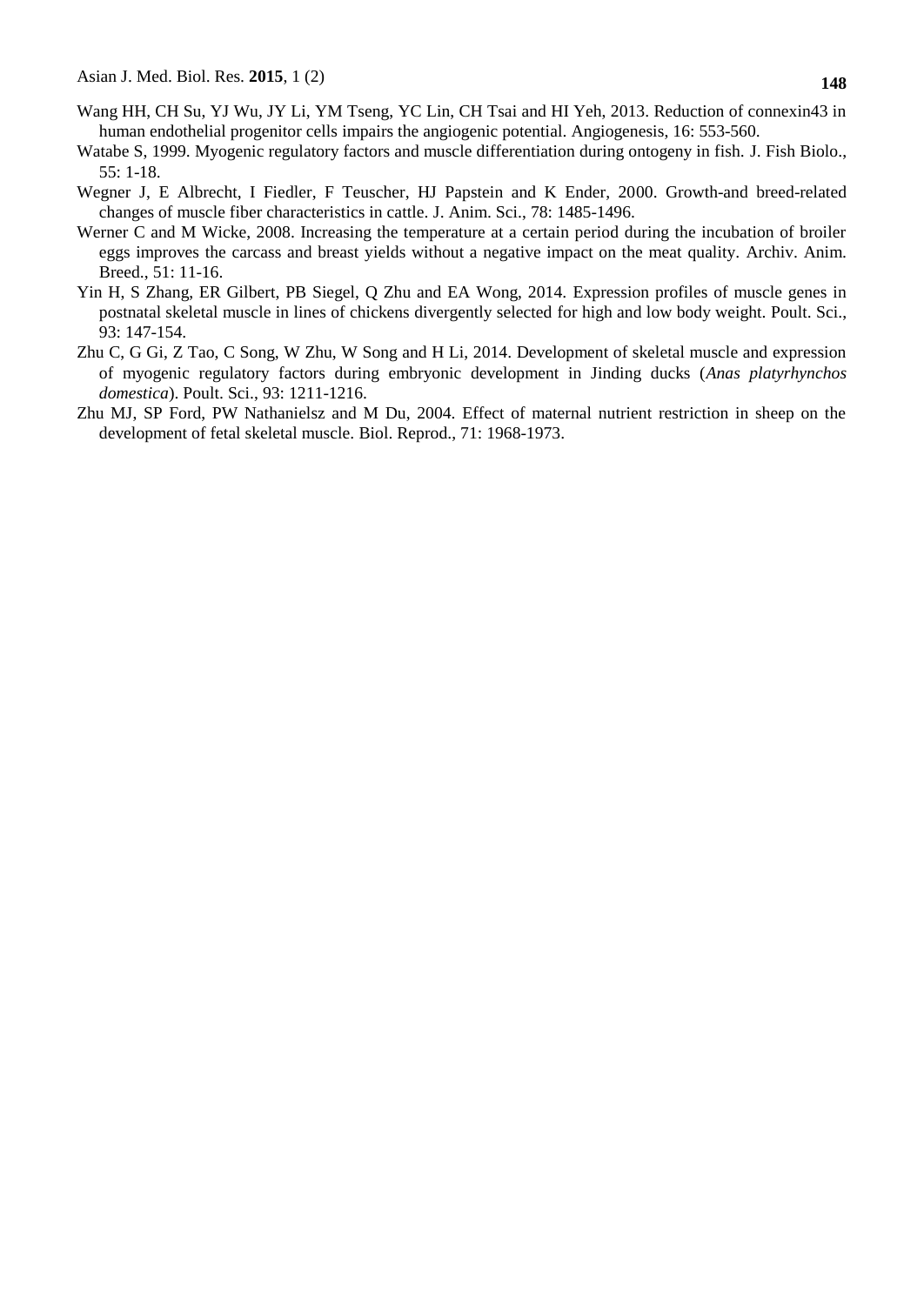Wang HH, CH Su, YJ Wu, JY Li, YM Tseng, YC Lin, CH Tsai and HI Yeh, 2013. Reduction of connexin43 in human endothelial progenitor cells impairs the angiogenic potential. Angiogenesis, 16: 553-560.

Watabe S, 1999. Myogenic regulatory factors and muscle differentiation during ontogeny in fish. J. Fish Biolo., 55: 1-18.

Wegner J, E Albrecht, I Fiedler, F Teuscher, HJ Papstein and K Ender, 2000. Growth-and breed-related changes of muscle fiber characteristics in cattle. J. Anim. Sci., 78: 1485-1496.

Werner C and M Wicke, 2008. Increasing the temperature at a certain period during the incubation of broiler eggs improves the carcass and breast yields without a negative impact on the meat quality. Archiv. Anim. Breed., 51: 11-16.

Yin H, S Zhang, ER Gilbert, PB Siegel, Q Zhu and EA Wong, 2014. Expression profiles of muscle genes in postnatal skeletal muscle in lines of chickens divergently selected for high and low body weight. Poult. Sci., 93: 147-154.

Zhu C, G Gi, Z Tao, C Song, W Zhu, W Song and H Li, 2014. Development of skeletal muscle and expression of myogenic regulatory factors during embryonic development in Jinding ducks (*Anas platyrhynchos domestica*). Poult. Sci., 93: 1211-1216.

Zhu MJ, SP Ford, PW Nathanielsz and M Du, 2004. Effect of maternal nutrient restriction in sheep on the development of fetal skeletal muscle. Biol. Reprod., 71: 1968-1973.